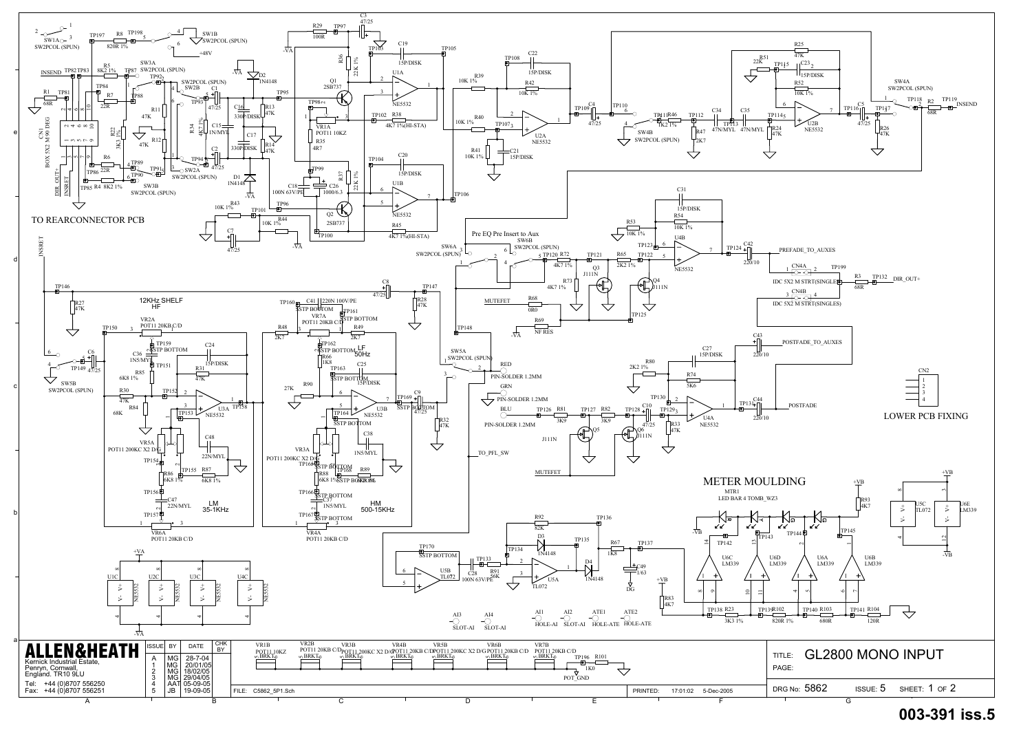TO REARCONNECTOR PCB

12KHz SHELF HF

LF 50Hz

LM 35-1KHz

HM 500-15KHz

Pre EQ Pre Insert to Aux

PREFADE_TO_AUXES

POSTFADE_TO_AUXES

POSTFADE

DIR_OUT+

INSEND

INSRET

TO_PFL_SW

MUTEFET

LOWER PCB FIXING

METER MOULDING

MTR1 LED BAR 4 TOMB_WZ3

| ISSUE | BY | DATE | CHK BY |
|---|---|---|---|
| A | MG | 28-7-04 | |
| 1 | MG | 20/01/05 | |
| 2 | MG | 18/02/05 | |
| 3 | MG | 29/04/05 | |
| 4 | AAT | 05-09-05 | |
| 5 | JB | 19-09-05 | |

**ALLEN&HEATH**

Kernick Industrial Estate,
Penryn, Cornwall,
England. TR10 9LU

Tel: +44 (0)8707 556250
Fax: +44 (0)8707 556251

FILE: C5862_5P1.Sch

PRINTED: 17:01:02 5-Dec-2005

TITLE: GL2800 MONO INPUT

PAGE:

DRG No: 5862 ISSUE: 5 SHEET: 1 OF 2

**003-391 iss.5**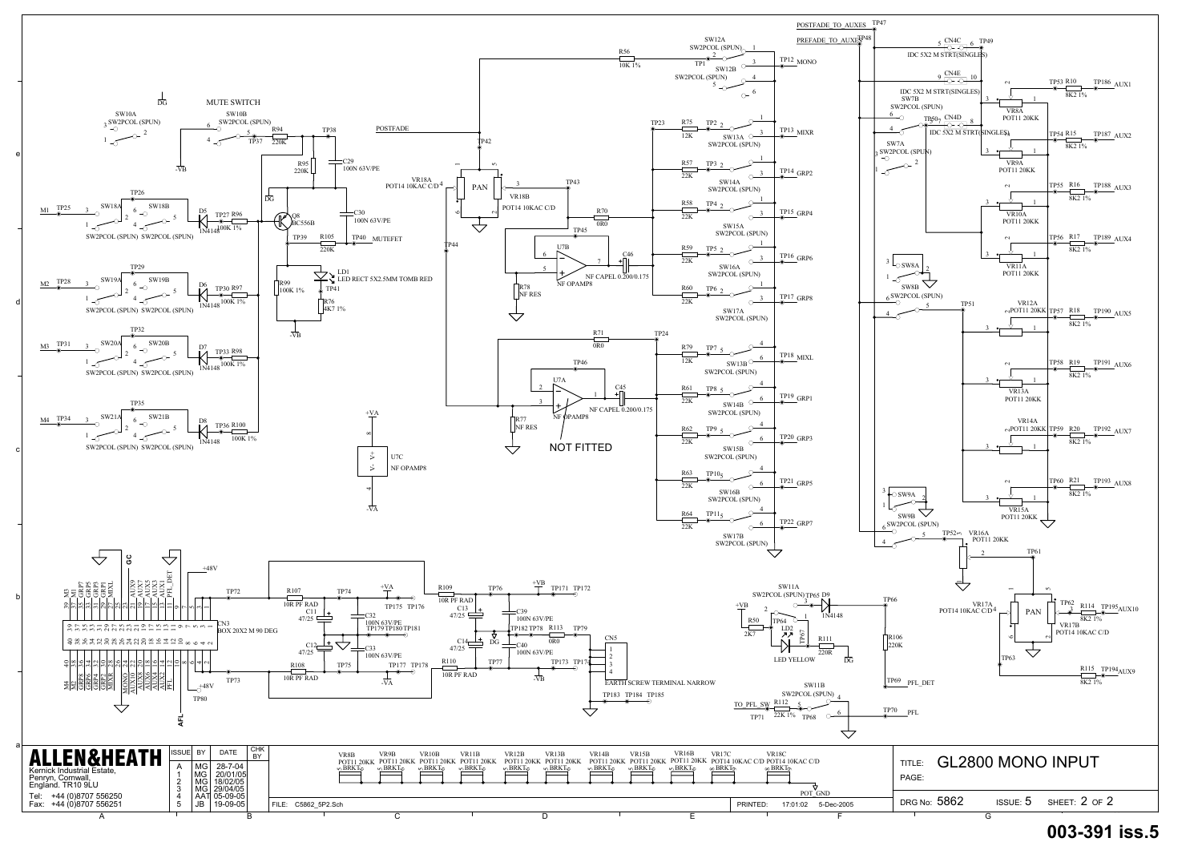# GL2800 MONO INPUT

MUTE SWITCH

NOT FITTED

| ISSUE | BY | DATE | CHK BY |
|---|---|---|---|
| A | MG | 28-7-04 | |
| 1 | MG | 20/01/05 | |
| 2 | MG | 18/02/05 | |
| 3 | MG | 29/04/05 | |
| 4 | AAT | 05-09-05 | |
| 5 | JB | 19-09-05 | |

**ALLEN&HEATH**

Kernick Industrial Estate,
Penryn, Cornwall,
England. TR10 9LU

Tel: +44 (0)8707 556250
Fax: +44 (0)8707 556251

FILE: C5862_5P2.Sch

PRINTED: 17:01:02 5-Dec-2005

TITLE: GL2800 MONO INPUT

PAGE:

DRG No: 5862 ISSUE: 5 SHEET: 2 OF 2

**003-391 iss.5**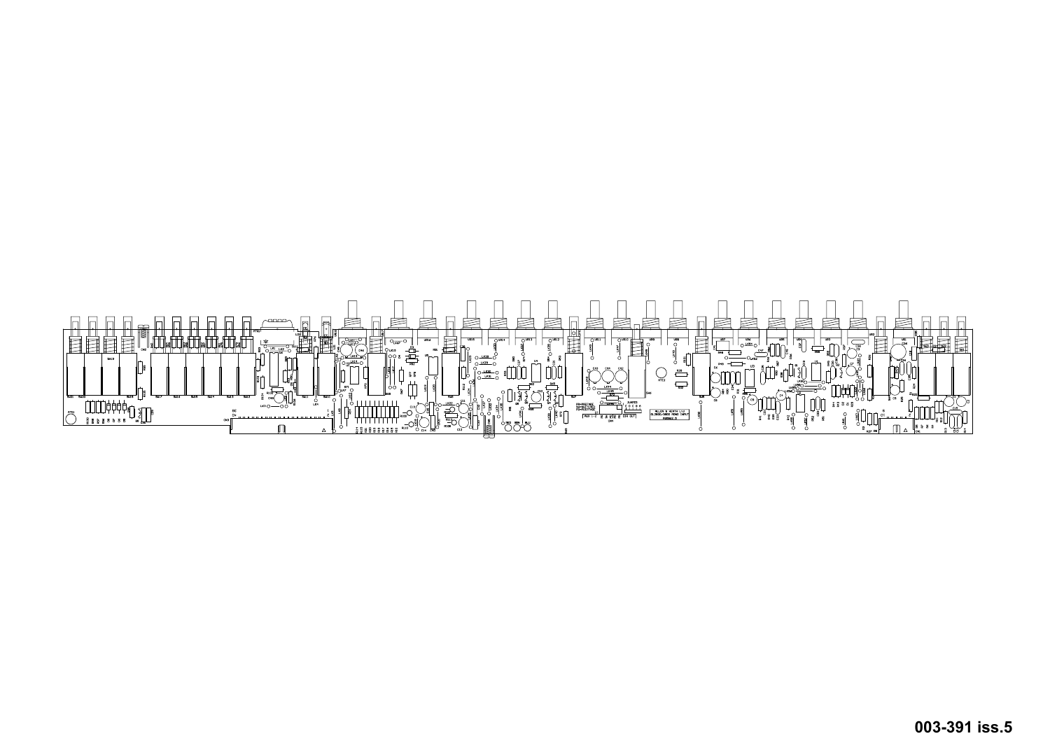003-391 iss.5